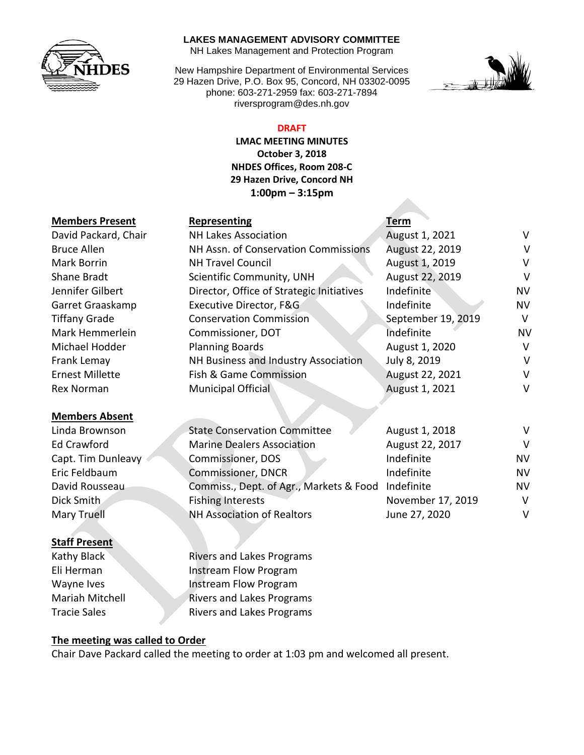**LAKES MANAGEMENT ADVISORY COMMITTEE**
NH Lakes Management and Protection Program

New Hampshire Department of Environmental Services
29 Hazen Drive, P.O. Box 95, Concord, NH 03302-0095
phone: 603-271-2959 fax: 603-271-7894
riversprogram@des.nh.gov

**DRAFT**

**LMAC MEETING MINUTES**
**October 3, 2018**
**NHDES Offices, Room 208-C**
**29 Hazen Drive, Concord NH**
**1:00pm – 3:15pm**

| **Members Present** | **Representing** | **Term** | |
|---|---|---|---|
| David Packard, Chair | NH Lakes Association | August 1, 2021 | V |
| Bruce Allen | NH Assn. of Conservation Commissions | August 22, 2019 | V |
| Mark Borrin | NH Travel Council | August 1, 2019 | V |
| Shane Bradt | Scientific Community, UNH | August 22, 2019 | V |
| Jennifer Gilbert | Director, Office of Strategic Initiatives | Indefinite | NV |
| Garret Graaskamp | Executive Director, F&G | Indefinite | NV |
| Tiffany Grade | Conservation Commission | September 19, 2019 | V |
| Mark Hemmerlein | Commissioner, DOT | Indefinite | NV |
| Michael Hodder | Planning Boards | August 1, 2020 | V |
| Frank Lemay | NH Business and Industry Association | July 8, 2019 | V |
| Ernest Millette | Fish & Game Commission | August 22, 2021 | V |
| Rex Norman | Municipal Official | August 1, 2021 | V |

| **Members Absent** | | | |
|---|---|---|---|
| Linda Brownson | State Conservation Committee | August 1, 2018 | V |
| Ed Crawford | Marine Dealers Association | August 22, 2017 | V |
| Capt. Tim Dunleavy | Commissioner, DOS | Indefinite | NV |
| Eric Feldbaum | Commissioner, DNCR | Indefinite | NV |
| David Rousseau | Commiss., Dept. of Agr., Markets & Food | Indefinite | NV |
| Dick Smith | Fishing Interests | November 17, 2019 | V |
| Mary Truell | NH Association of Realtors | June 27, 2020 | V |

| **Staff Present** | |
|---|---|
| Kathy Black | Rivers and Lakes Programs |
| Eli Herman | Instream Flow Program |
| Wayne Ives | Instream Flow Program |
| Mariah Mitchell | Rivers and Lakes Programs |
| Tracie Sales | Rivers and Lakes Programs |

**The meeting was called to Order**

Chair Dave Packard called the meeting to order at 1:03 pm and welcomed all present.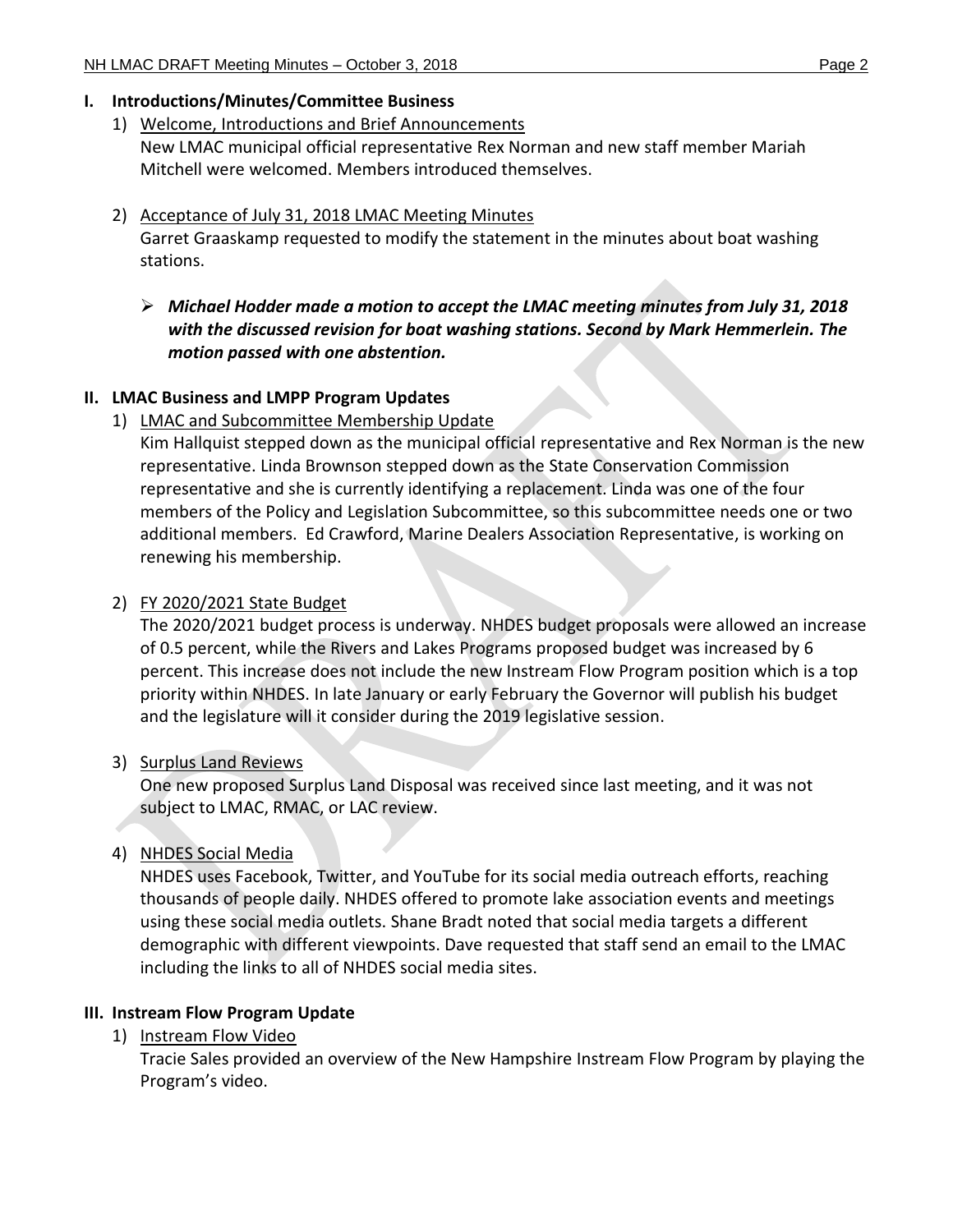## I. Introductions/Minutes/Committee Business

1) Welcome, Introductions and Brief Announcements

New LMAC municipal official representative Rex Norman and new staff member Mariah Mitchell were welcomed. Members introduced themselves.

2) Acceptance of July 31, 2018 LMAC Meeting Minutes

Garret Graaskamp requested to modify the statement in the minutes about boat washing stations.

- ***Michael Hodder made a motion to accept the LMAC meeting minutes from July 31, 2018 with the discussed revision for boat washing stations. Second by Mark Hemmerlein. The motion passed with one abstention.***

## II. LMAC Business and LMPP Program Updates

1) LMAC and Subcommittee Membership Update

Kim Hallquist stepped down as the municipal official representative and Rex Norman is the new representative. Linda Brownson stepped down as the State Conservation Commission representative and she is currently identifying a replacement. Linda was one of the four members of the Policy and Legislation Subcommittee, so this subcommittee needs one or two additional members. Ed Crawford, Marine Dealers Association Representative, is working on renewing his membership.

2) FY 2020/2021 State Budget

The 2020/2021 budget process is underway. NHDES budget proposals were allowed an increase of 0.5 percent, while the Rivers and Lakes Programs proposed budget was increased by 6 percent. This increase does not include the new Instream Flow Program position which is a top priority within NHDES. In late January or early February the Governor will publish his budget and the legislature will it consider during the 2019 legislative session.

3) Surplus Land Reviews

One new proposed Surplus Land Disposal was received since last meeting, and it was not subject to LMAC, RMAC, or LAC review.

4) NHDES Social Media

NHDES uses Facebook, Twitter, and YouTube for its social media outreach efforts, reaching thousands of people daily. NHDES offered to promote lake association events and meetings using these social media outlets. Shane Bradt noted that social media targets a different demographic with different viewpoints. Dave requested that staff send an email to the LMAC including the links to all of NHDES social media sites.

## III. Instream Flow Program Update

1) Instream Flow Video

Tracie Sales provided an overview of the New Hampshire Instream Flow Program by playing the Program's video.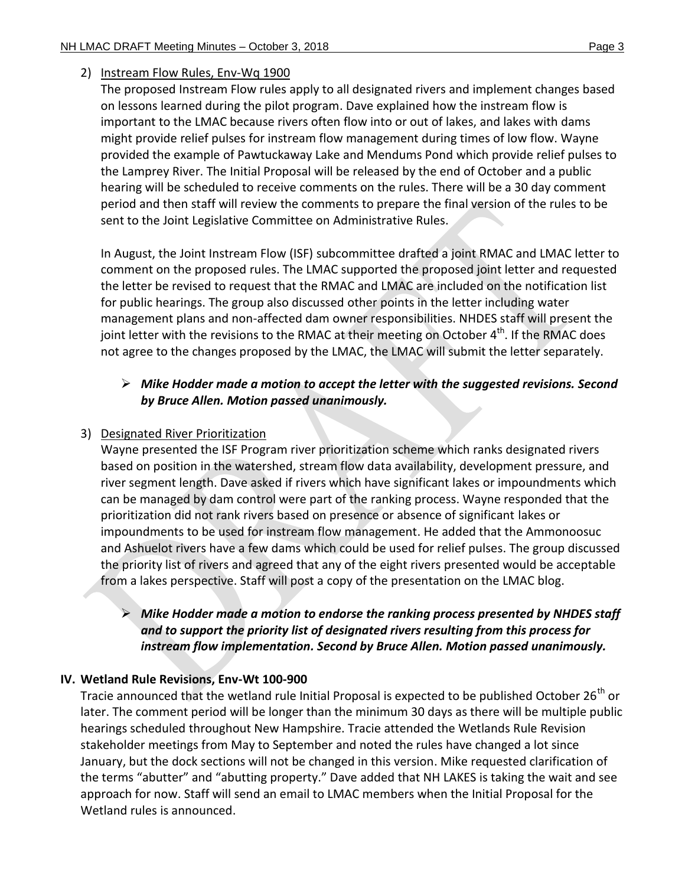2) Instream Flow Rules, Env-Wq 1900

The proposed Instream Flow rules apply to all designated rivers and implement changes based on lessons learned during the pilot program. Dave explained how the instream flow is important to the LMAC because rivers often flow into or out of lakes, and lakes with dams might provide relief pulses for instream flow management during times of low flow. Wayne provided the example of Pawtuckaway Lake and Mendums Pond which provide relief pulses to the Lamprey River. The Initial Proposal will be released by the end of October and a public hearing will be scheduled to receive comments on the rules. There will be a 30 day comment period and then staff will review the comments to prepare the final version of the rules to be sent to the Joint Legislative Committee on Administrative Rules.

In August, the Joint Instream Flow (ISF) subcommittee drafted a joint RMAC and LMAC letter to comment on the proposed rules. The LMAC supported the proposed joint letter and requested the letter be revised to request that the RMAC and LMAC are included on the notification list for public hearings. The group also discussed other points in the letter including water management plans and non-affected dam owner responsibilities. NHDES staff will present the joint letter with the revisions to the RMAC at their meeting on October 4th. If the RMAC does not agree to the changes proposed by the LMAC, the LMAC will submit the letter separately.

- ***Mike Hodder made a motion to accept the letter with the suggested revisions. Second by Bruce Allen. Motion passed unanimously.***

3) Designated River Prioritization

Wayne presented the ISF Program river prioritization scheme which ranks designated rivers based on position in the watershed, stream flow data availability, development pressure, and river segment length. Dave asked if rivers which have significant lakes or impoundments which can be managed by dam control were part of the ranking process. Wayne responded that the prioritization did not rank rivers based on presence or absence of significant lakes or impoundments to be used for instream flow management. He added that the Ammonoosuc and Ashuelot rivers have a few dams which could be used for relief pulses. The group discussed the priority list of rivers and agreed that any of the eight rivers presented would be acceptable from a lakes perspective. Staff will post a copy of the presentation on the LMAC blog.

- ***Mike Hodder made a motion to endorse the ranking process presented by NHDES staff and to support the priority list of designated rivers resulting from this process for instream flow implementation. Second by Bruce Allen. Motion passed unanimously.***

## IV. Wetland Rule Revisions, Env-Wt 100-900

Tracie announced that the wetland rule Initial Proposal is expected to be published October 26th or later. The comment period will be longer than the minimum 30 days as there will be multiple public hearings scheduled throughout New Hampshire. Tracie attended the Wetlands Rule Revision stakeholder meetings from May to September and noted the rules have changed a lot since January, but the dock sections will not be changed in this version. Mike requested clarification of the terms "abutter" and "abutting property." Dave added that NH LAKES is taking the wait and see approach for now. Staff will send an email to LMAC members when the Initial Proposal for the Wetland rules is announced.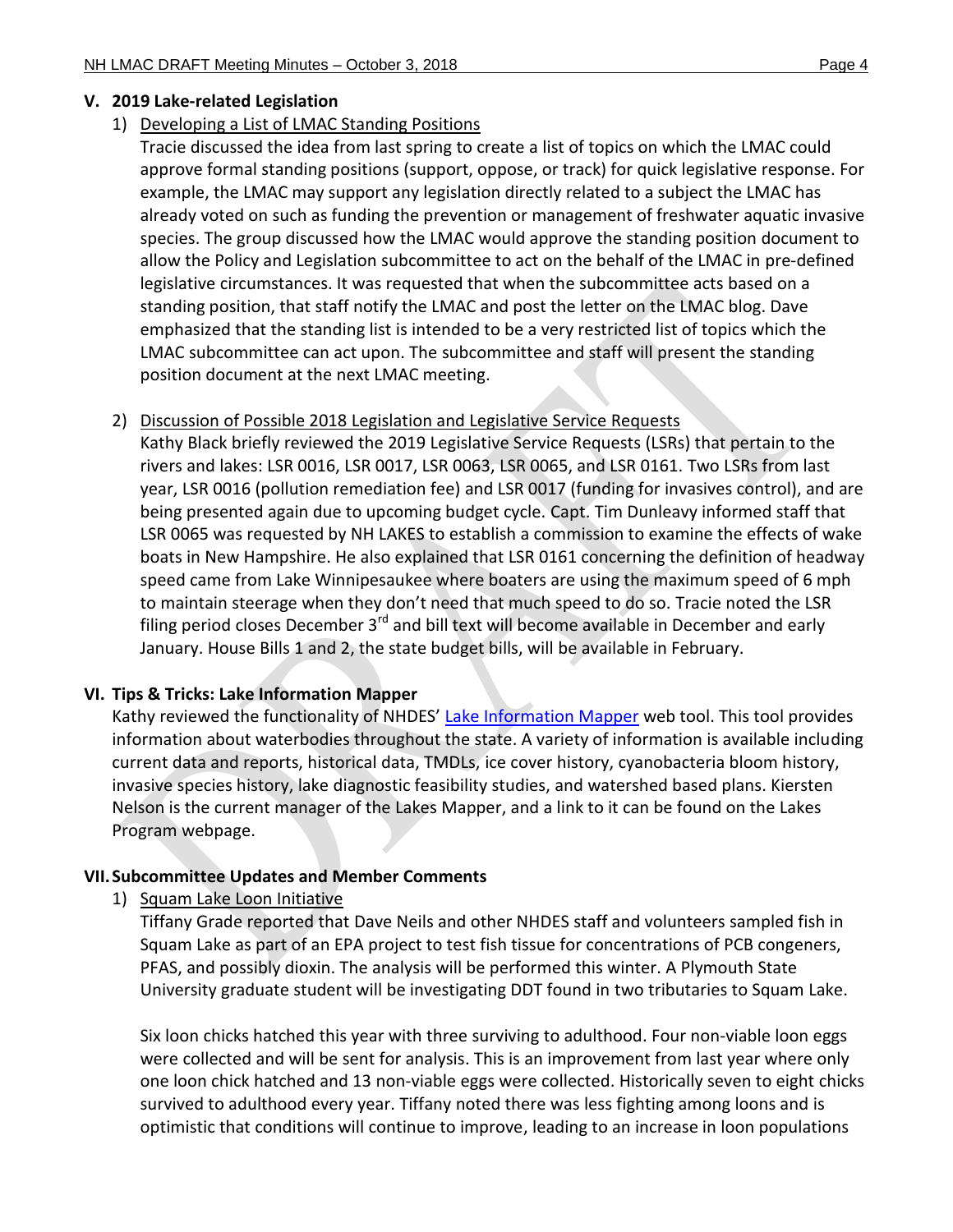## V. 2019 Lake-related Legislation

1) Developing a List of LMAC Standing Positions

   Tracie discussed the idea from last spring to create a list of topics on which the LMAC could approve formal standing positions (support, oppose, or track) for quick legislative response. For example, the LMAC may support any legislation directly related to a subject the LMAC has already voted on such as funding the prevention or management of freshwater aquatic invasive species. The group discussed how the LMAC would approve the standing position document to allow the Policy and Legislation subcommittee to act on the behalf of the LMAC in pre-defined legislative circumstances. It was requested that when the subcommittee acts based on a standing position, that staff notify the LMAC and post the letter on the LMAC blog. Dave emphasized that the standing list is intended to be a very restricted list of topics which the LMAC subcommittee can act upon. The subcommittee and staff will present the standing position document at the next LMAC meeting.

2) Discussion of Possible 2018 Legislation and Legislative Service Requests

   Kathy Black briefly reviewed the 2019 Legislative Service Requests (LSRs) that pertain to the rivers and lakes: LSR 0016, LSR 0017, LSR 0063, LSR 0065, and LSR 0161. Two LSRs from last year, LSR 0016 (pollution remediation fee) and LSR 0017 (funding for invasives control), and are being presented again due to upcoming budget cycle. Capt. Tim Dunleavy informed staff that LSR 0065 was requested by NH LAKES to establish a commission to examine the effects of wake boats in New Hampshire. He also explained that LSR 0161 concerning the definition of headway speed came from Lake Winnipesaukee where boaters are using the maximum speed of 6 mph to maintain steerage when they don't need that much speed to do so. Tracie noted the LSR filing period closes December 3rd and bill text will become available in December and early January. House Bills 1 and 2, the state budget bills, will be available in February.

## VI. Tips & Tricks: Lake Information Mapper

Kathy reviewed the functionality of NHDES' Lake Information Mapper web tool. This tool provides information about waterbodies throughout the state. A variety of information is available including current data and reports, historical data, TMDLs, ice cover history, cyanobacteria bloom history, invasive species history, lake diagnostic feasibility studies, and watershed based plans. Kiersten Nelson is the current manager of the Lakes Mapper, and a link to it can be found on the Lakes Program webpage.

## VII. Subcommittee Updates and Member Comments

1) Squam Lake Loon Initiative

   Tiffany Grade reported that Dave Neils and other NHDES staff and volunteers sampled fish in Squam Lake as part of an EPA project to test fish tissue for concentrations of PCB congeners, PFAS, and possibly dioxin. The analysis will be performed this winter. A Plymouth State University graduate student will be investigating DDT found in two tributaries to Squam Lake.

   Six loon chicks hatched this year with three surviving to adulthood. Four non-viable loon eggs were collected and will be sent for analysis. This is an improvement from last year where only one loon chick hatched and 13 non-viable eggs were collected. Historically seven to eight chicks survived to adulthood every year. Tiffany noted there was less fighting among loons and is optimistic that conditions will continue to improve, leading to an increase in loon populations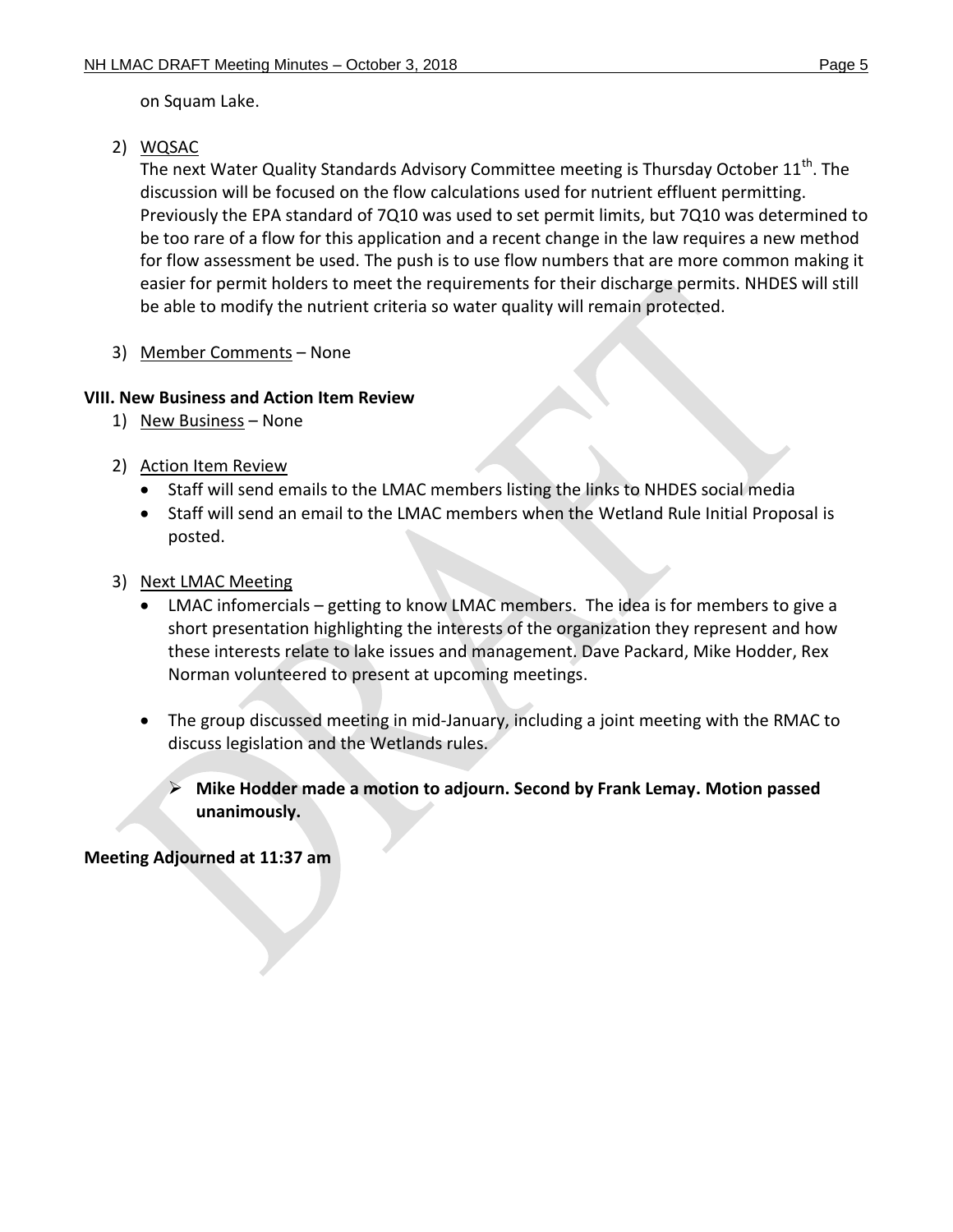on Squam Lake.

2) WQSAC
   The next Water Quality Standards Advisory Committee meeting is Thursday October 11th. The discussion will be focused on the flow calculations used for nutrient effluent permitting. Previously the EPA standard of 7Q10 was used to set permit limits, but 7Q10 was determined to be too rare of a flow for this application and a recent change in the law requires a new method for flow assessment be used. The push is to use flow numbers that are more common making it easier for permit holders to meet the requirements for their discharge permits. NHDES will still be able to modify the nutrient criteria so water quality will remain protected.

3) Member Comments – None

**VIII. New Business and Action Item Review**

1) New Business – None

2) Action Item Review
   - Staff will send emails to the LMAC members listing the links to NHDES social media
   - Staff will send an email to the LMAC members when the Wetland Rule Initial Proposal is posted.

3) Next LMAC Meeting
   - LMAC infomercials – getting to know LMAC members. The idea is for members to give a short presentation highlighting the interests of the organization they represent and how these interests relate to lake issues and management. Dave Packard, Mike Hodder, Rex Norman volunteered to present at upcoming meetings.
   - The group discussed meeting in mid-January, including a joint meeting with the RMAC to discuss legislation and the Wetlands rules.
     - **Mike Hodder made a motion to adjourn. Second by Frank Lemay. Motion passed unanimously.**

**Meeting Adjourned at 11:37 am**